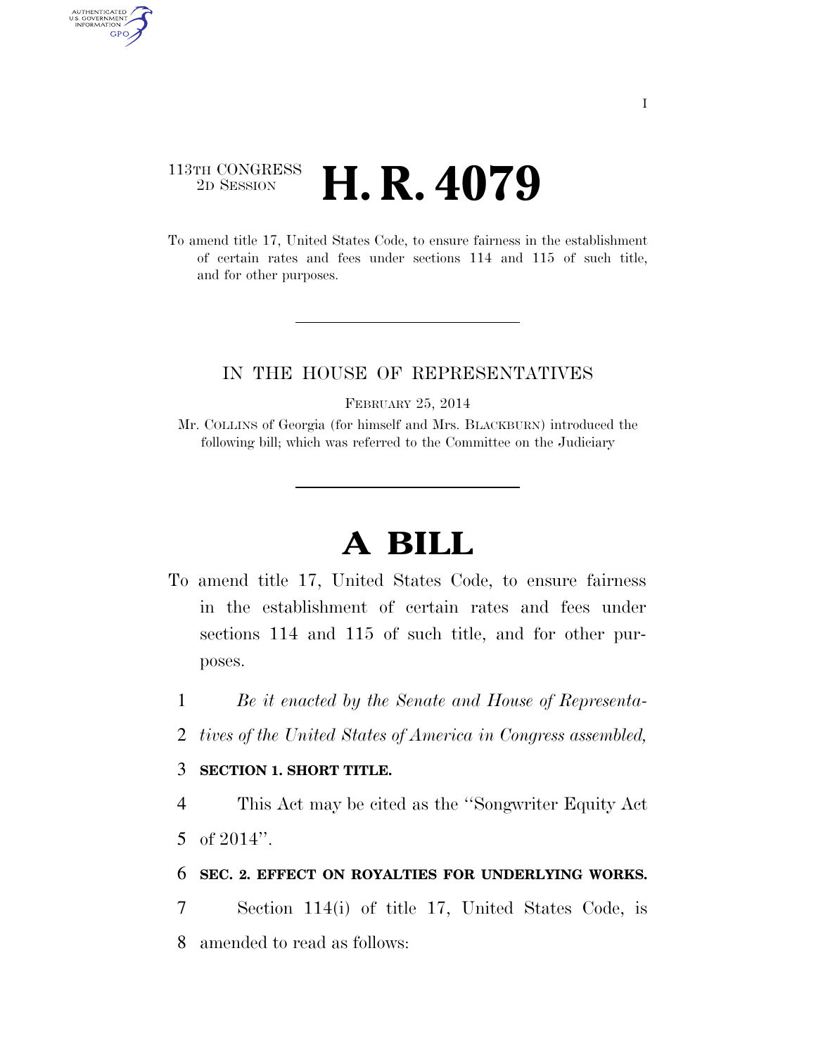113TH CONGRESS
2D SESSION

# H. R. 4079

To amend title 17, United States Code, to ensure fairness in the establishment of certain rates and fees under sections 114 and 115 of such title, and for other purposes.

IN THE HOUSE OF REPRESENTATIVES

FEBRUARY 25, 2014

Mr. COLLINS of Georgia (for himself and Mrs. BLACKBURN) introduced the following bill; which was referred to the Committee on the Judiciary

# A BILL

To amend title 17, United States Code, to ensure fairness in the establishment of certain rates and fees under sections 114 and 115 of such title, and for other purposes.

*Be it enacted by the Senate and House of Representatives of the United States of America in Congress assembled,*

**SECTION 1. SHORT TITLE.**

This Act may be cited as the ''Songwriter Equity Act of 2014''.

**SEC. 2. EFFECT ON ROYALTIES FOR UNDERLYING WORKS.**

Section 114(i) of title 17, United States Code, is amended to read as follows: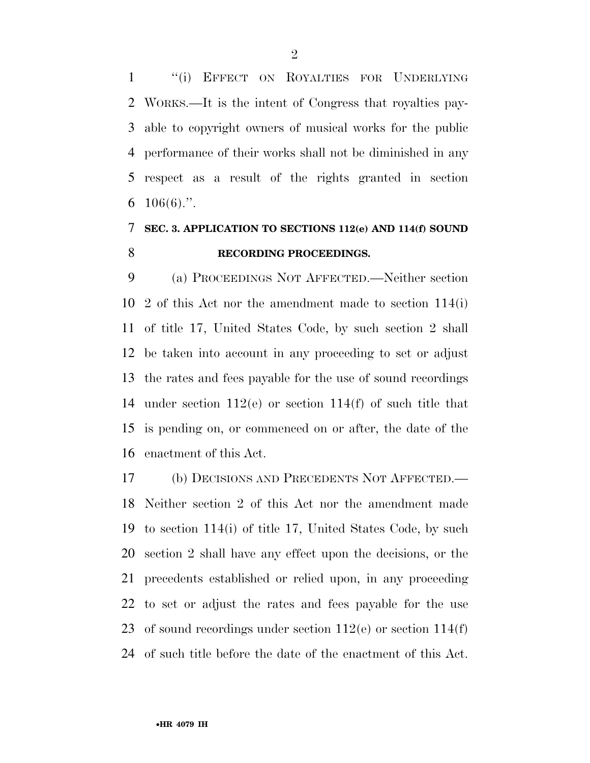"(i) EFFECT ON ROYALTIES FOR UNDERLYING WORKS.—It is the intent of Congress that royalties payable to copyright owners of musical works for the public performance of their works shall not be diminished in any respect as a result of the rights granted in section 106(6).".

## SEC. 3. APPLICATION TO SECTIONS 112(e) AND 114(f) SOUND RECORDING PROCEEDINGS.

(a) PROCEEDINGS NOT AFFECTED.—Neither section 2 of this Act nor the amendment made to section 114(i) of title 17, United States Code, by such section 2 shall be taken into account in any proceeding to set or adjust the rates and fees payable for the use of sound recordings under section 112(e) or section 114(f) of such title that is pending on, or commenced on or after, the date of the enactment of this Act.

(b) DECISIONS AND PRECEDENTS NOT AFFECTED.—Neither section 2 of this Act nor the amendment made to section 114(i) of title 17, United States Code, by such section 2 shall have any effect upon the decisions, or the precedents established or relied upon, in any proceeding to set or adjust the rates and fees payable for the use of sound recordings under section 112(e) or section 114(f) of such title before the date of the enactment of this Act.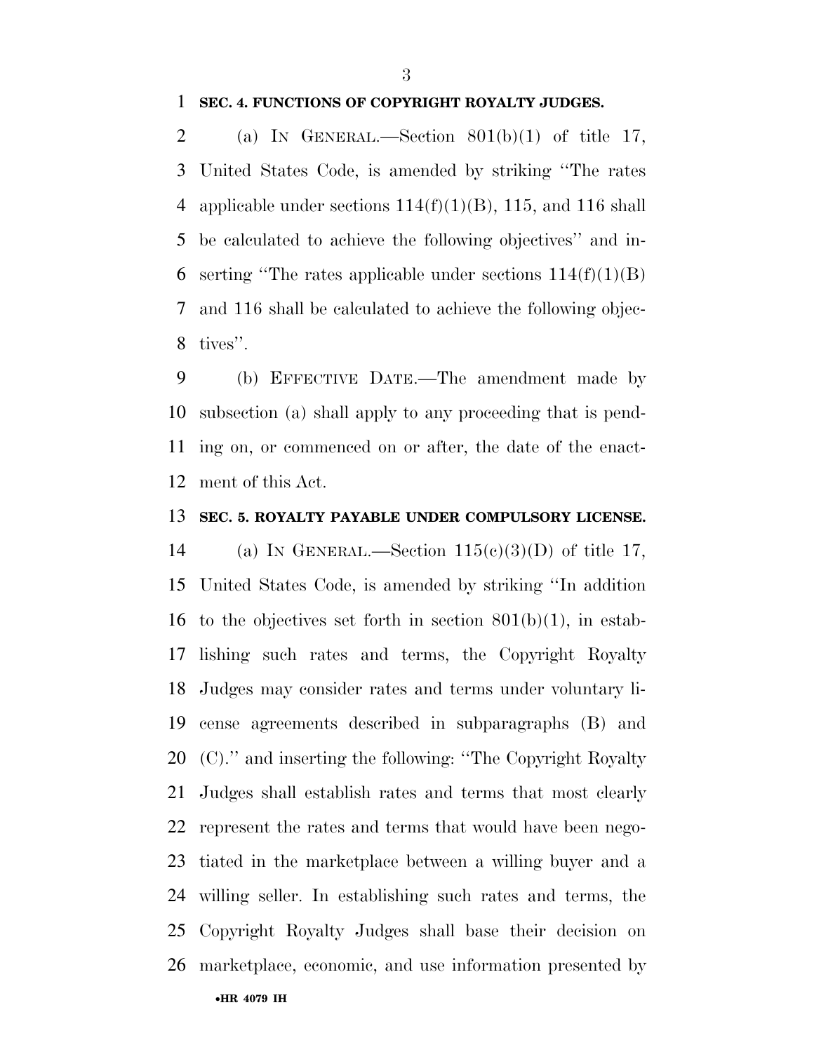**SEC. 4. FUNCTIONS OF COPYRIGHT ROYALTY JUDGES.**

(a) IN GENERAL.—Section 801(b)(1) of title 17, United States Code, is amended by striking ''The rates applicable under sections 114(f)(1)(B), 115, and 116 shall be calculated to achieve the following objectives'' and inserting ''The rates applicable under sections 114(f)(1)(B) and 116 shall be calculated to achieve the following objectives''.

(b) EFFECTIVE DATE.—The amendment made by subsection (a) shall apply to any proceeding that is pending on, or commenced on or after, the date of the enactment of this Act.

**SEC. 5. ROYALTY PAYABLE UNDER COMPULSORY LICENSE.**

(a) IN GENERAL.—Section 115(c)(3)(D) of title 17, United States Code, is amended by striking ''In addition to the objectives set forth in section 801(b)(1), in establishing such rates and terms, the Copyright Royalty Judges may consider rates and terms under voluntary license agreements described in subparagraphs (B) and (C).'' and inserting the following: ''The Copyright Royalty Judges shall establish rates and terms that most clearly represent the rates and terms that would have been negotiated in the marketplace between a willing buyer and a willing seller. In establishing such rates and terms, the Copyright Royalty Judges shall base their decision on marketplace, economic, and use information presented by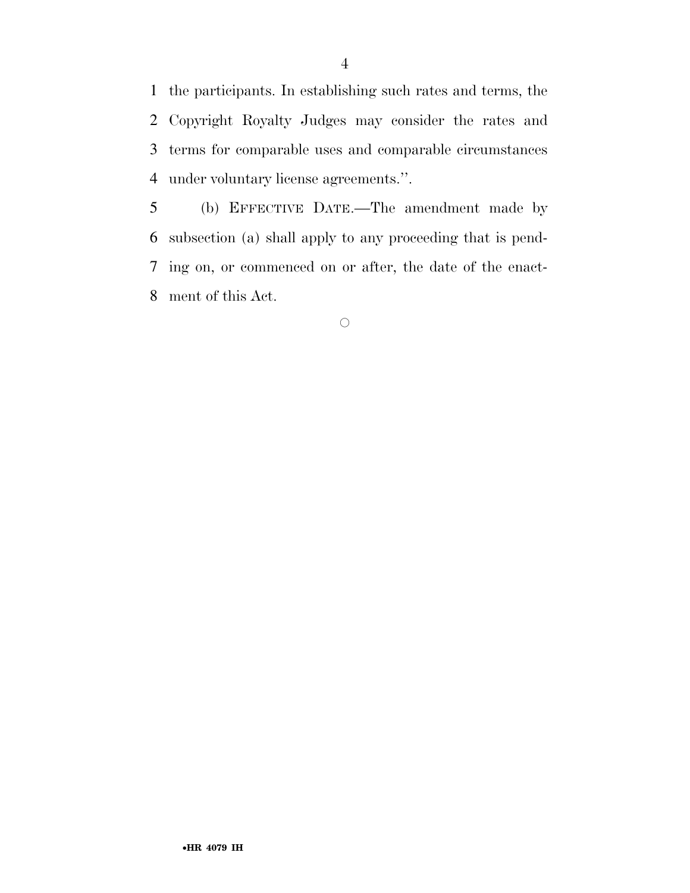the participants. In establishing such rates and terms, the Copyright Royalty Judges may consider the rates and terms for comparable uses and comparable circumstances under voluntary license agreements.''.

(b) EFFECTIVE DATE.—The amendment made by subsection (a) shall apply to any proceeding that is pending on, or commenced on or after, the date of the enactment of this Act.

○